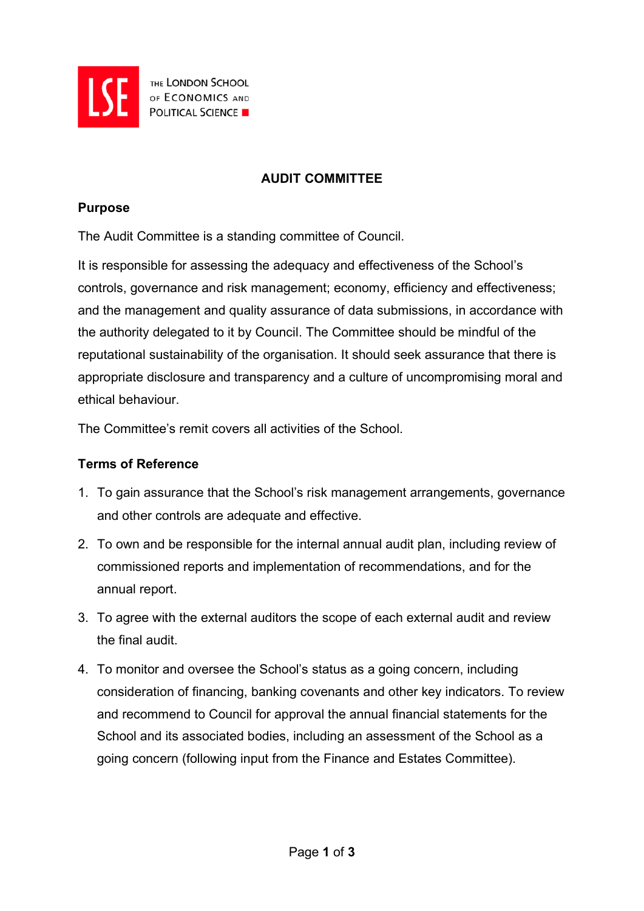# AUDIT COMMITTEE

## Purpose

The Audit Committee is a standing committee of Council.

It is responsible for assessing the adequacy and effectiveness of the School's controls, governance and risk management; economy, efficiency and effectiveness; and the management and quality assurance of data submissions, in accordance with the authority delegated to it by Council. The Committee should be mindful of the reputational sustainability of the organisation. It should seek assurance that there is appropriate disclosure and transparency and a culture of uncompromising moral and ethical behaviour.

The Committee's remit covers all activities of the School.

## Terms of Reference

1. To gain assurance that the School's risk management arrangements, governance and other controls are adequate and effective.
2. To own and be responsible for the internal annual audit plan, including review of commissioned reports and implementation of recommendations, and for the annual report.
3. To agree with the external auditors the scope of each external audit and review the final audit.
4. To monitor and oversee the School's status as a going concern, including consideration of financing, banking covenants and other key indicators. To review and recommend to Council for approval the annual financial statements for the School and its associated bodies, including an assessment of the School as a going concern (following input from the Finance and Estates Committee).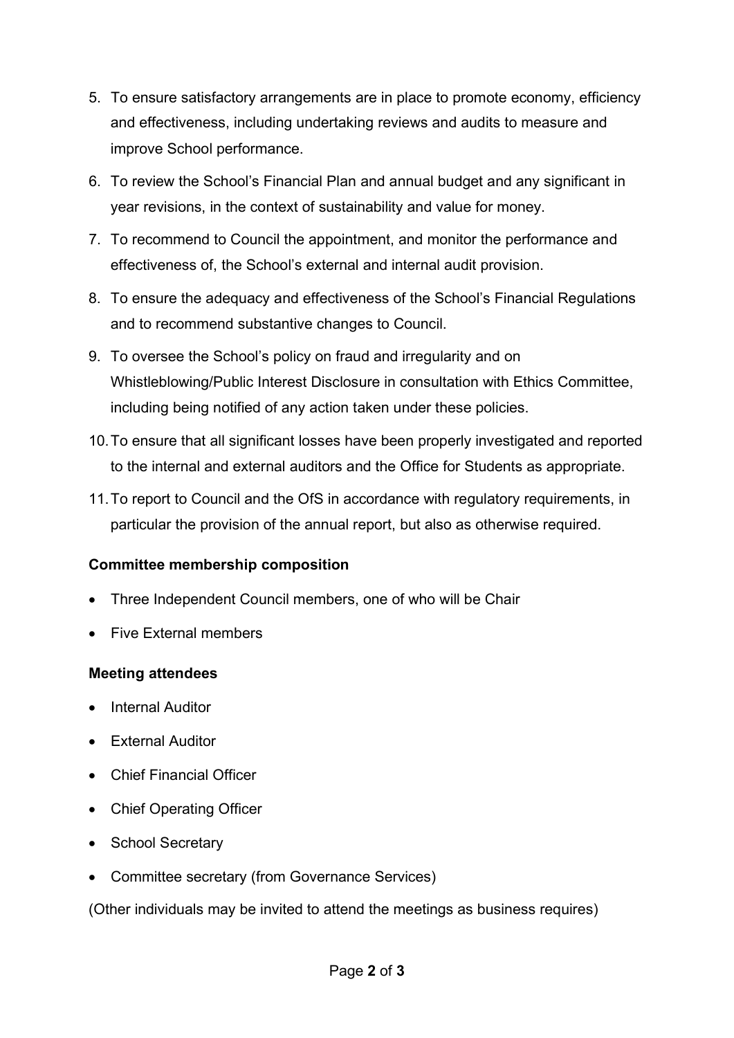5. To ensure satisfactory arrangements are in place to promote economy, efficiency and effectiveness, including undertaking reviews and audits to measure and improve School performance.
6. To review the School's Financial Plan and annual budget and any significant in year revisions, in the context of sustainability and value for money.
7. To recommend to Council the appointment, and monitor the performance and effectiveness of, the School's external and internal audit provision.
8. To ensure the adequacy and effectiveness of the School's Financial Regulations and to recommend substantive changes to Council.
9. To oversee the School's policy on fraud and irregularity and on Whistleblowing/Public Interest Disclosure in consultation with Ethics Committee, including being notified of any action taken under these policies.
10. To ensure that all significant losses have been properly investigated and reported to the internal and external auditors and the Office for Students as appropriate.
11. To report to Council and the OfS in accordance with regulatory requirements, in particular the provision of the annual report, but also as otherwise required.

**Committee membership composition**

- Three Independent Council members, one of who will be Chair
- Five External members

**Meeting attendees**

- Internal Auditor
- External Auditor
- Chief Financial Officer
- Chief Operating Officer
- School Secretary
- Committee secretary (from Governance Services)

(Other individuals may be invited to attend the meetings as business requires)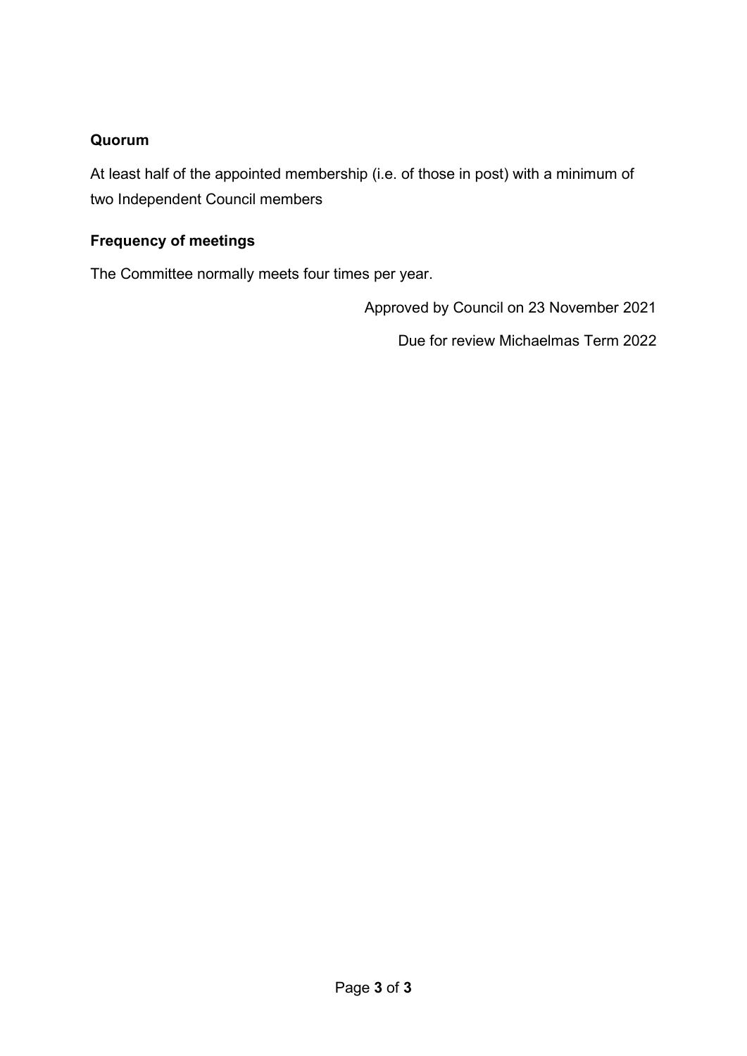**Quorum**

At least half of the appointed membership (i.e. of those in post) with a minimum of two Independent Council members

**Frequency of meetings**

The Committee normally meets four times per year.

Approved by Council on 23 November 2021

Due for review Michaelmas Term 2022